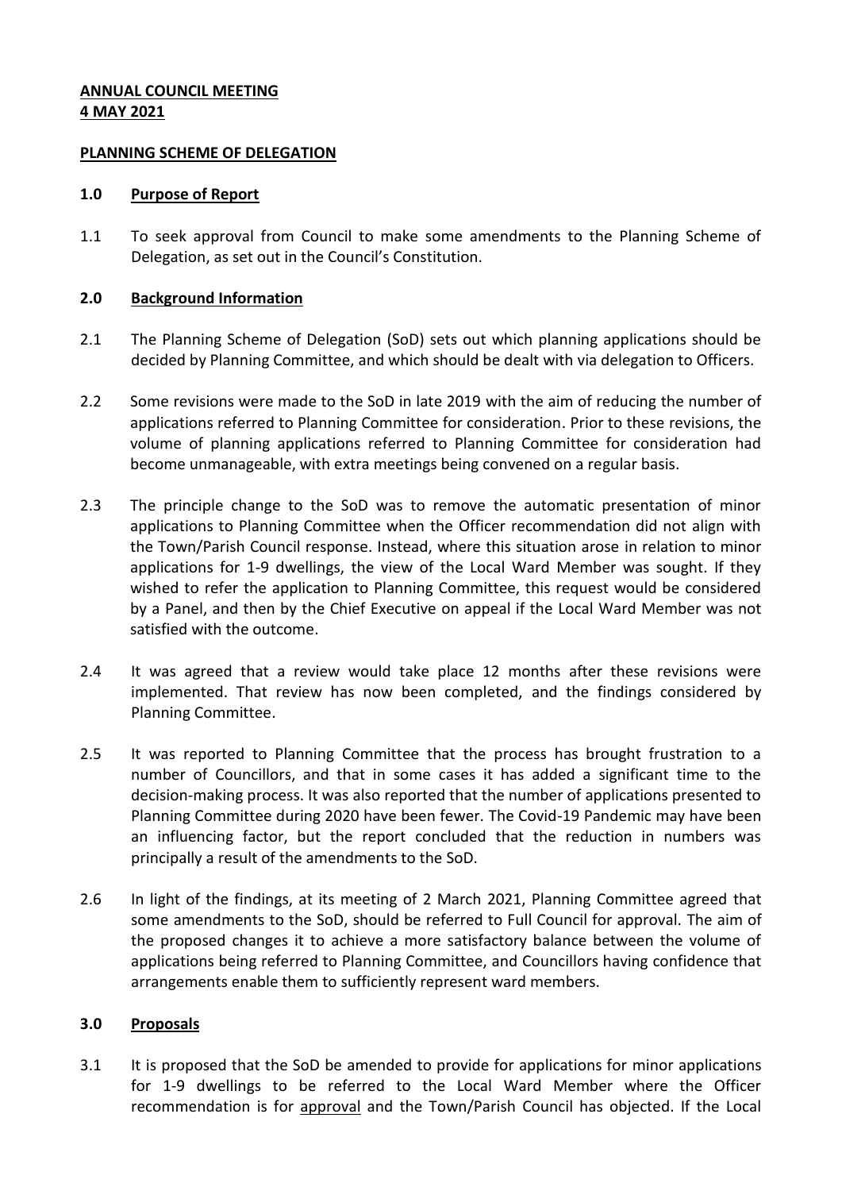**ANNUAL COUNCIL MEETING**
**4 MAY 2021**

**PLANNING SCHEME OF DELEGATION**

## 1.0 Purpose of Report

1.1 To seek approval from Council to make some amendments to the Planning Scheme of Delegation, as set out in the Council's Constitution.

## 2.0 Background Information

2.1 The Planning Scheme of Delegation (SoD) sets out which planning applications should be decided by Planning Committee, and which should be dealt with via delegation to Officers.

2.2 Some revisions were made to the SoD in late 2019 with the aim of reducing the number of applications referred to Planning Committee for consideration. Prior to these revisions, the volume of planning applications referred to Planning Committee for consideration had become unmanageable, with extra meetings being convened on a regular basis.

2.3 The principle change to the SoD was to remove the automatic presentation of minor applications to Planning Committee when the Officer recommendation did not align with the Town/Parish Council response. Instead, where this situation arose in relation to minor applications for 1-9 dwellings, the view of the Local Ward Member was sought. If they wished to refer the application to Planning Committee, this request would be considered by a Panel, and then by the Chief Executive on appeal if the Local Ward Member was not satisfied with the outcome.

2.4 It was agreed that a review would take place 12 months after these revisions were implemented. That review has now been completed, and the findings considered by Planning Committee.

2.5 It was reported to Planning Committee that the process has brought frustration to a number of Councillors, and that in some cases it has added a significant time to the decision-making process. It was also reported that the number of applications presented to Planning Committee during 2020 have been fewer. The Covid-19 Pandemic may have been an influencing factor, but the report concluded that the reduction in numbers was principally a result of the amendments to the SoD.

2.6 In light of the findings, at its meeting of 2 March 2021, Planning Committee agreed that some amendments to the SoD, should be referred to Full Council for approval. The aim of the proposed changes it to achieve a more satisfactory balance between the volume of applications being referred to Planning Committee, and Councillors having confidence that arrangements enable them to sufficiently represent ward members.

## 3.0 Proposals

3.1 It is proposed that the SoD be amended to provide for applications for minor applications for 1-9 dwellings to be referred to the Local Ward Member where the Officer recommendation is for <u>approval</u> and the Town/Parish Council has objected. If the Local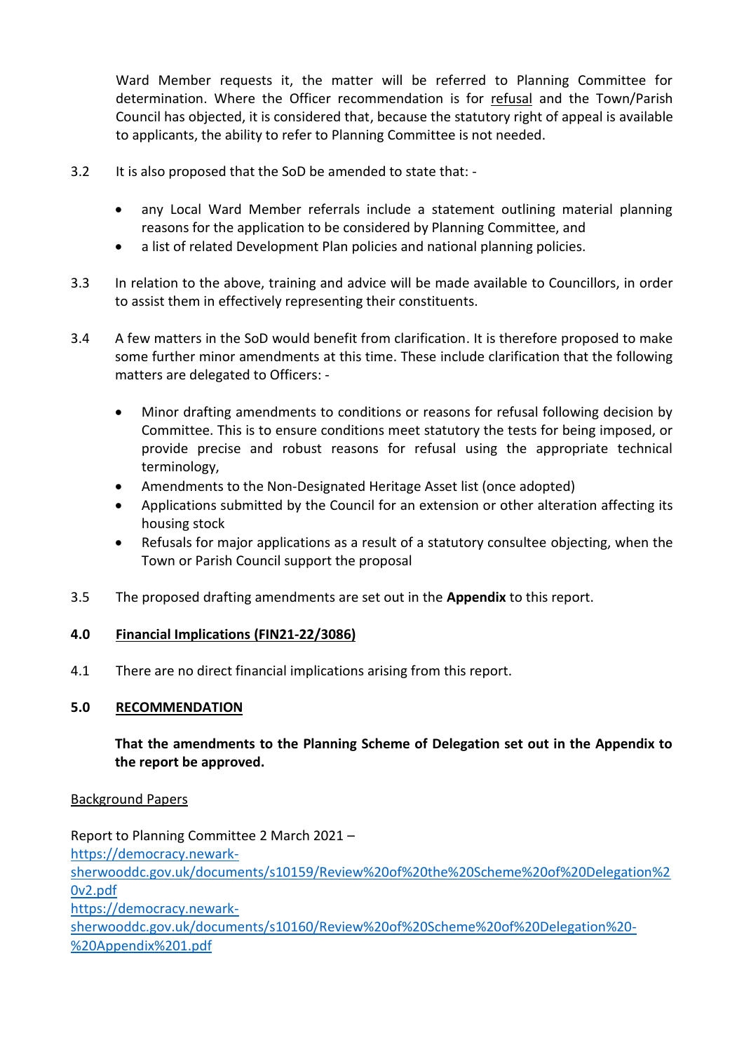Ward Member requests it, the matter will be referred to Planning Committee for determination. Where the Officer recommendation is for refusal and the Town/Parish Council has objected, it is considered that, because the statutory right of appeal is available to applicants, the ability to refer to Planning Committee is not needed.

3.2 It is also proposed that the SoD be amended to state that: -

- any Local Ward Member referrals include a statement outlining material planning reasons for the application to be considered by Planning Committee, and
- a list of related Development Plan policies and national planning policies.

3.3 In relation to the above, training and advice will be made available to Councillors, in order to assist them in effectively representing their constituents.

3.4 A few matters in the SoD would benefit from clarification. It is therefore proposed to make some further minor amendments at this time. These include clarification that the following matters are delegated to Officers: -

- Minor drafting amendments to conditions or reasons for refusal following decision by Committee. This is to ensure conditions meet statutory the tests for being imposed, or provide precise and robust reasons for refusal using the appropriate technical terminology,
- Amendments to the Non-Designated Heritage Asset list (once adopted)
- Applications submitted by the Council for an extension or other alteration affecting its housing stock
- Refusals for major applications as a result of a statutory consultee objecting, when the Town or Parish Council support the proposal

3.5 The proposed drafting amendments are set out in the **Appendix** to this report.

## 4.0 Financial Implications (FIN21-22/3086)

4.1 There are no direct financial implications arising from this report.

## 5.0 RECOMMENDATION

**That the amendments to the Planning Scheme of Delegation set out in the Appendix to the report be approved.**

Background Papers

Report to Planning Committee 2 March 2021 –
https://democracy.newark-sherwooddc.gov.uk/documents/s10159/Review%20of%20the%20Scheme%20of%20Delegation%20v2.pdf
https://democracy.newark-sherwooddc.gov.uk/documents/s10160/Review%20of%20Scheme%20of%20Delegation%20-%20Appendix%201.pdf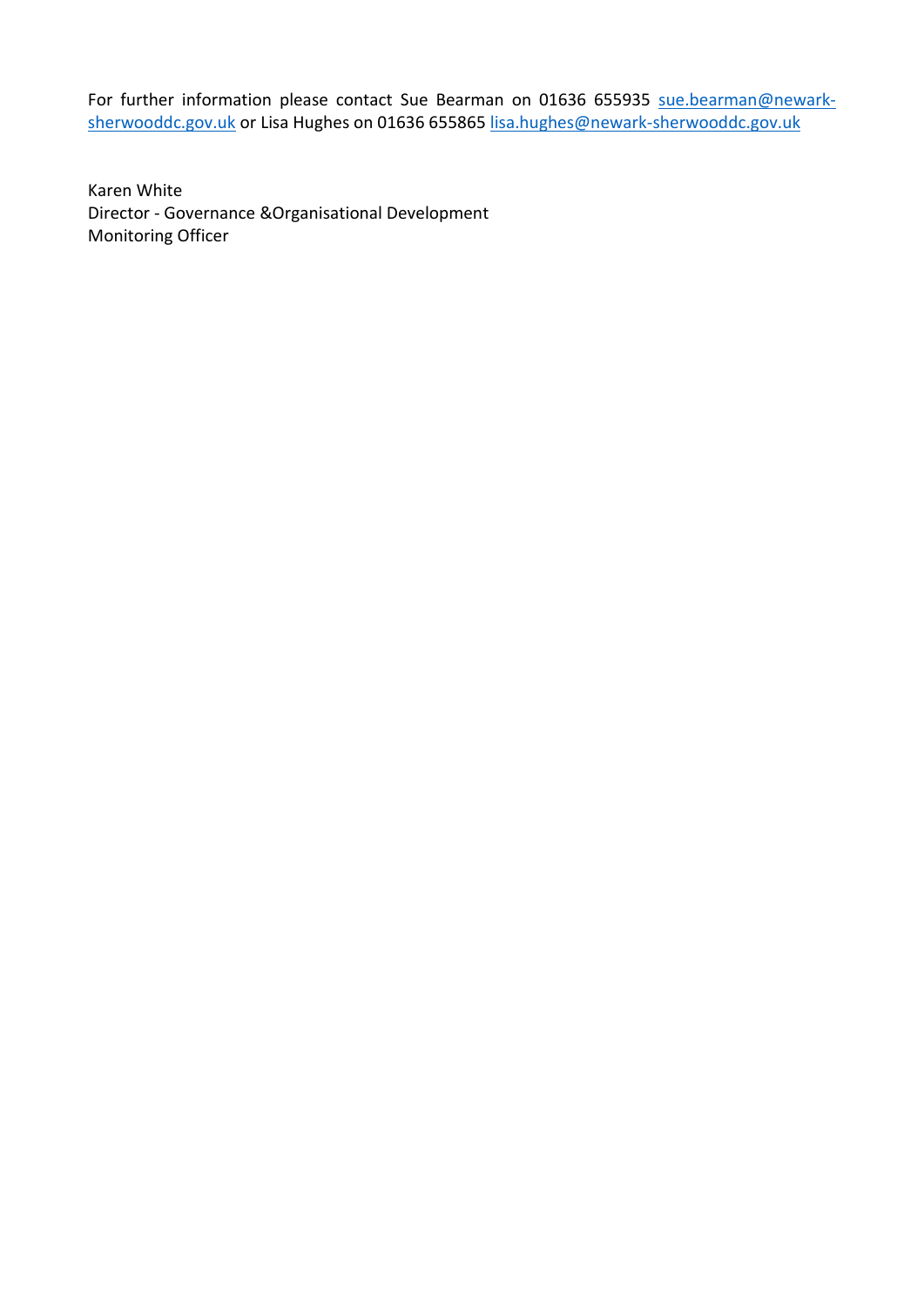For further information please contact Sue Bearman on 01636 655935 sue.bearman@newark-sherwooddc.gov.uk or Lisa Hughes on 01636 655865 lisa.hughes@newark-sherwooddc.gov.uk

Karen White
Director - Governance &Organisational Development
Monitoring Officer